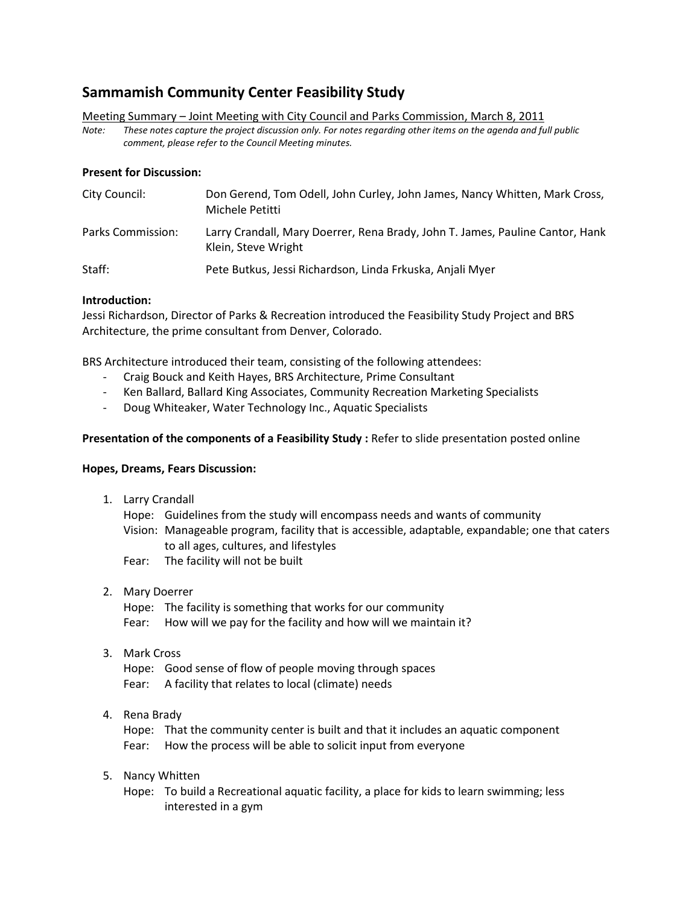# Sammamish Community Center Feasibility Study

Meeting Summary – Joint Meeting with City Council and Parks Commission, March 8, 2011

*Note: These notes capture the project discussion only. For notes regarding other items on the agenda and full public comment, please refer to the Council Meeting minutes.*

**Present for Discussion:**

| | |
|---|---|
| City Council: | Don Gerend, Tom Odell, John Curley, John James, Nancy Whitten, Mark Cross, Michele Petitti |
| Parks Commission: | Larry Crandall, Mary Doerrer, Rena Brady, John T. James, Pauline Cantor, Hank Klein, Steve Wright |
| Staff: | Pete Butkus, Jessi Richardson, Linda Frkuska, Anjali Myer |

**Introduction:**

Jessi Richardson, Director of Parks & Recreation introduced the Feasibility Study Project and BRS Architecture, the prime consultant from Denver, Colorado.

BRS Architecture introduced their team, consisting of the following attendees:

- Craig Bouck and Keith Hayes, BRS Architecture, Prime Consultant
- Ken Ballard, Ballard King Associates, Community Recreation Marketing Specialists
- Doug Whiteaker, Water Technology Inc., Aquatic Specialists

**Presentation of the components of a Feasibility Study :** Refer to slide presentation posted online

**Hopes, Dreams, Fears Discussion:**

1. Larry Crandall
   - Hope: Guidelines from the study will encompass needs and wants of community
   - Vision: Manageable program, facility that is accessible, adaptable, expandable; one that caters to all ages, cultures, and lifestyles
   - Fear: The facility will not be built

2. Mary Doerrer
   - Hope: The facility is something that works for our community
   - Fear: How will we pay for the facility and how will we maintain it?

3. Mark Cross
   - Hope: Good sense of flow of people moving through spaces
   - Fear: A facility that relates to local (climate) needs

4. Rena Brady
   - Hope: That the community center is built and that it includes an aquatic component
   - Fear: How the process will be able to solicit input from everyone

5. Nancy Whitten
   - Hope: To build a Recreational aquatic facility, a place for kids to learn swimming; less interested in a gym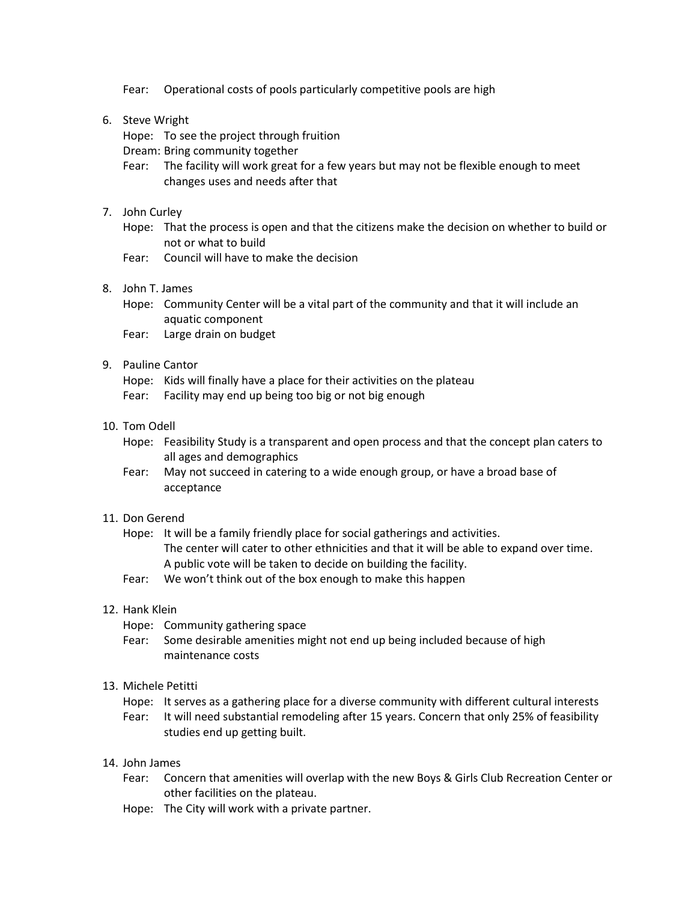Fear: Operational costs of pools particularly competitive pools are high

6. Steve Wright
   - Hope: To see the project through fruition
   - Dream: Bring community together
   - Fear: The facility will work great for a few years but may not be flexible enough to meet changes uses and needs after that

7. John Curley
   - Hope: That the process is open and that the citizens make the decision on whether to build or not or what to build
   - Fear: Council will have to make the decision

8. John T. James
   - Hope: Community Center will be a vital part of the community and that it will include an aquatic component
   - Fear: Large drain on budget

9. Pauline Cantor
   - Hope: Kids will finally have a place for their activities on the plateau
   - Fear: Facility may end up being too big or not big enough

10. Tom Odell
    - Hope: Feasibility Study is a transparent and open process and that the concept plan caters to all ages and demographics
    - Fear: May not succeed in catering to a wide enough group, or have a broad base of acceptance

11. Don Gerend
    - Hope: It will be a family friendly place for social gatherings and activities.
      The center will cater to other ethnicities and that it will be able to expand over time.
      A public vote will be taken to decide on building the facility.
    - Fear: We won't think out of the box enough to make this happen

12. Hank Klein
    - Hope: Community gathering space
    - Fear: Some desirable amenities might not end up being included because of high maintenance costs

13. Michele Petitti
    - Hope: It serves as a gathering place for a diverse community with different cultural interests
    - Fear: It will need substantial remodeling after 15 years. Concern that only 25% of feasibility studies end up getting built.

14. John James
    - Fear: Concern that amenities will overlap with the new Boys & Girls Club Recreation Center or other facilities on the plateau.
    - Hope: The City will work with a private partner.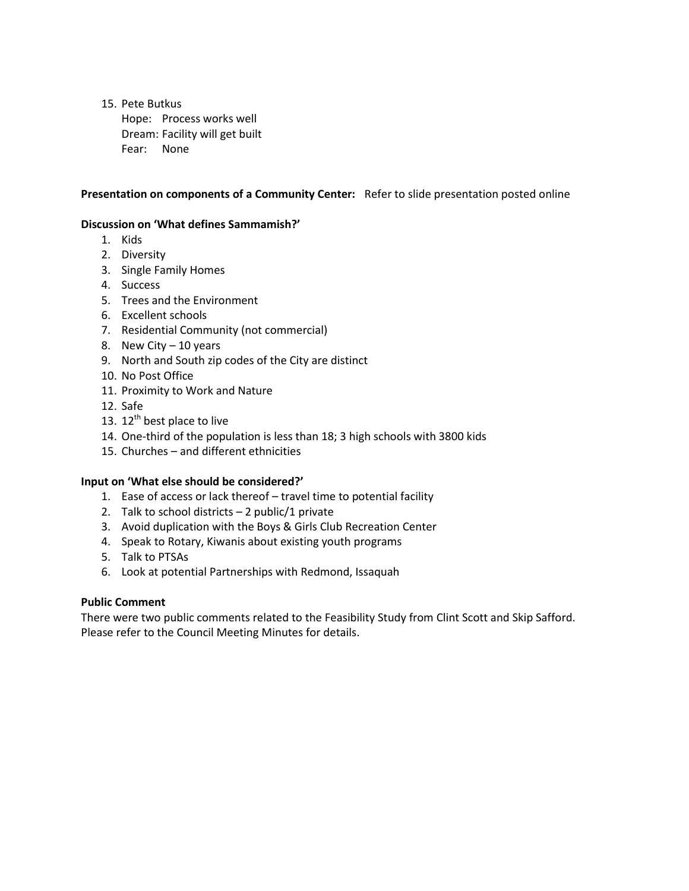15. Pete Butkus
    Hope: Process works well
    Dream: Facility will get built
    Fear: None

**Presentation on components of a Community Center:** Refer to slide presentation posted online

**Discussion on 'What defines Sammamish?'**

1. Kids
2. Diversity
3. Single Family Homes
4. Success
5. Trees and the Environment
6. Excellent schools
7. Residential Community (not commercial)
8. New City – 10 years
9. North and South zip codes of the City are distinct
10. No Post Office
11. Proximity to Work and Nature
12. Safe
13. 12th best place to live
14. One-third of the population is less than 18; 3 high schools with 3800 kids
15. Churches – and different ethnicities

**Input on 'What else should be considered?'**

1. Ease of access or lack thereof – travel time to potential facility
2. Talk to school districts – 2 public/1 private
3. Avoid duplication with the Boys & Girls Club Recreation Center
4. Speak to Rotary, Kiwanis about existing youth programs
5. Talk to PTSAs
6. Look at potential Partnerships with Redmond, Issaquah

**Public Comment**

There were two public comments related to the Feasibility Study from Clint Scott and Skip Safford. Please refer to the Council Meeting Minutes for details.